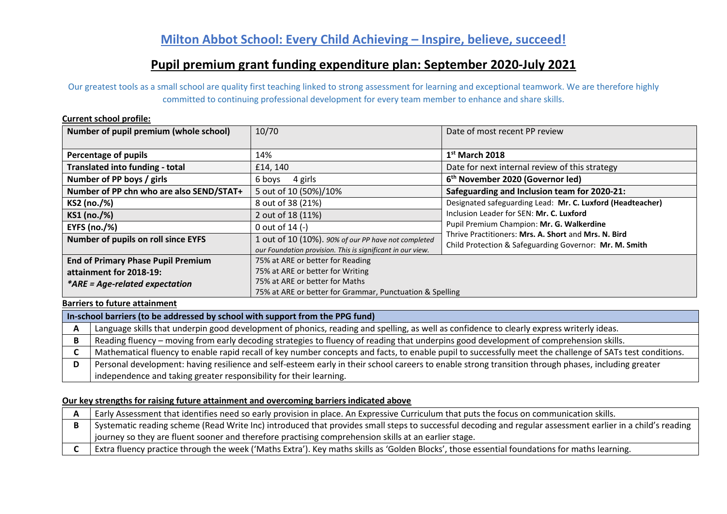# Milton Abbot School: Every Child Achieving – Inspire, believe, succeed!

## Pupil premium grant funding expenditure plan: September 2020-July 2021

Our greatest tools as a small school are quality first teaching linked to strong assessment for learning and exceptional teamwork. We are therefore highly committed to continuing professional development for every team member to enhance and share skills.

**Current school profile:**

| **Number of pupil premium (whole school)** | 10/70 | Date of most recent PP review |
|---|---|---|
| **Percentage of pupils** | 14% | **1st March 2018** |
| **Translated into funding - total** | £14, 140 | Date for next internal review of this strategy |
| **Number of PP boys / girls** | 6 boys 4 girls | **6th November 2020 (Governor led)** |
| **Number of PP chn who are also SEND/STAT+** | 5 out of 10 (50%)/10% | **Safeguarding and Inclusion team for 2020-21:** |
| **KS2 (no./%)** | 8 out of 38 (21%) | Designated safeguarding Lead: **Mr. C. Luxford (Headteacher)**<br>Inclusion Leader for SEN: **Mr. C. Luxford**<br>Pupil Premium Champion: **Mr. G. Walkerdine**<br>Thrive Practitioners: **Mrs. A. Short** and **Mrs. N. Bird**<br>Child Protection & Safeguarding Governor: **Mr. M. Smith** |
| **KS1 (no./%)** | 2 out of 18 (11%) | |
| **EYFS (no./%)** | 0 out of 14 (-) | |
| **Number of pupils on roll since EYFS** | 1 out of 10 (10%). *90% of our PP have not completed our Foundation provision. This is significant in our view.* | |
| **End of Primary Phase Pupil Premium attainment for 2018-19:**<br>***ARE = Age-related expectation*** | 75% at ARE or better for Reading<br>75% at ARE or better for Writing<br>75% at ARE or better for Maths<br>75% at ARE or better for Grammar, Punctuation & Spelling | |

**Barriers to future attainment**

| **In-school barriers (to be addressed by school with support from the PPG fund)** | |
|---|---|
| **A** | Language skills that underpin good development of phonics, reading and spelling, as well as confidence to clearly express writerly ideas. |
| **B** | Reading fluency – moving from early decoding strategies to fluency of reading that underpins good development of comprehension skills. |
| **C** | Mathematical fluency to enable rapid recall of key number concepts and facts, to enable pupil to successfully meet the challenge of SATs test conditions. |
| **D** | Personal development: having resilience and self-esteem early in their school careers to enable strong transition through phases, including greater independence and taking greater responsibility for their learning. |

**Our key strengths for raising future attainment and overcoming barriers indicated above**

| | |
|---|---|
| **A** | Early Assessment that identifies need so early provision in place. An Expressive Curriculum that puts the focus on communication skills. |
| **B** | Systematic reading scheme (Read Write Inc) introduced that provides small steps to successful decoding and regular assessment earlier in a child's reading journey so they are fluent sooner and therefore practising comprehension skills at an earlier stage. |
| **C** | Extra fluency practice through the week ('Maths Extra'). Key maths skills as 'Golden Blocks', those essential foundations for maths learning. |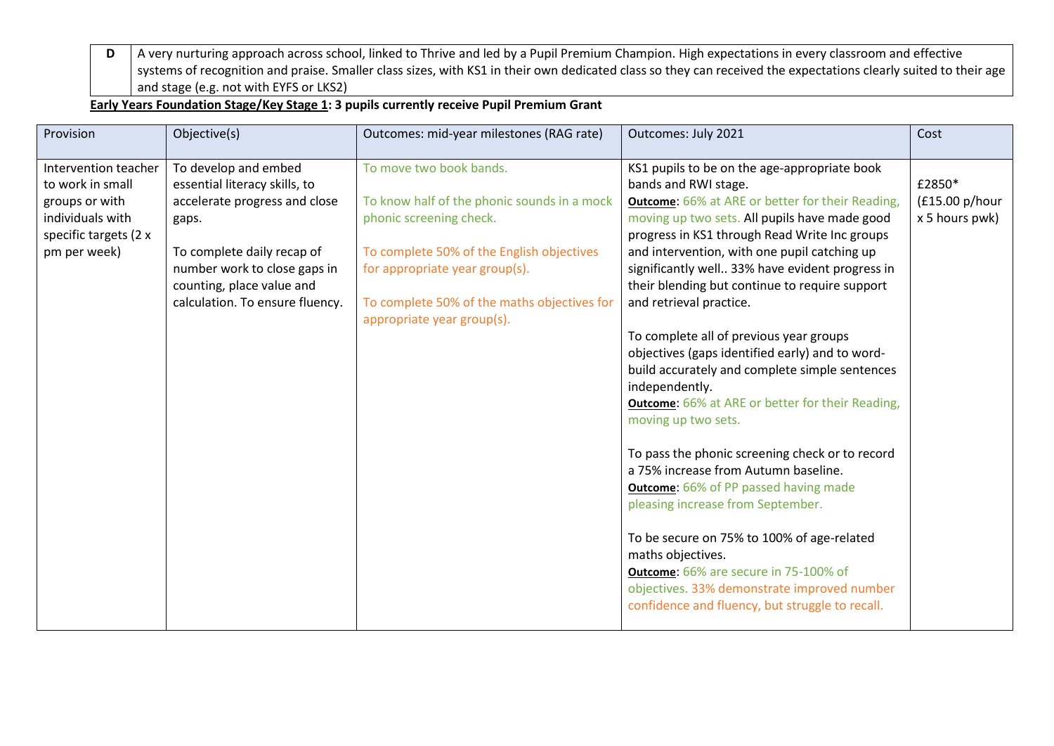| D | A very nurturing approach across school, linked to Thrive and led by a Pupil Premium Champion. High expectations in every classroom and effective systems of recognition and praise. Smaller class sizes, with KS1 in their own dedicated class so they can received the expectations clearly suited to their age and stage (e.g. not with EYFS or LKS2) |
|---|---|

**Early Years Foundation Stage/Key Stage 1: 3 pupils currently receive Pupil Premium Grant**

| Provision | Objective(s) | Outcomes: mid-year milestones (RAG rate) | Outcomes: July 2021 | Cost |
|---|---|---|---|---|
| Intervention teacher to work in small groups or with individuals with specific targets (2 x pm per week) | To develop and embed essential literacy skills, to accelerate progress and close gaps.<br><br>To complete daily recap of number work to close gaps in counting, place value and calculation. To ensure fluency. | To move two book bands.<br><br>To know half of the phonic sounds in a mock phonic screening check.<br><br>To complete 50% of the English objectives for appropriate year group(s).<br><br>To complete 50% of the maths objectives for appropriate year group(s). | KS1 pupils to be on the age-appropriate book bands and RWI stage.<br>**Outcome**: 66% at ARE or better for their Reading, moving up two sets. All pupils have made good progress in KS1 through Read Write Inc groups and intervention, with one pupil catching up significantly well.. 33% have evident progress in their blending but continue to require support and retrieval practice.<br><br>To complete all of previous year groups objectives (gaps identified early) and to word-build accurately and complete simple sentences independently.<br>**Outcome**: 66% at ARE or better for their Reading, moving up two sets.<br><br>To pass the phonic screening check or to record a 75% increase from Autumn baseline.<br>**Outcome**: 66% of PP passed having made pleasing increase from September.<br><br>To be secure on 75% to 100% of age-related maths objectives.<br>**Outcome**: 66% are secure in 75-100% of objectives. 33% demonstrate improved number confidence and fluency, but struggle to recall. | £2850*<br>(£15.00 p/hour x 5 hours pwk) |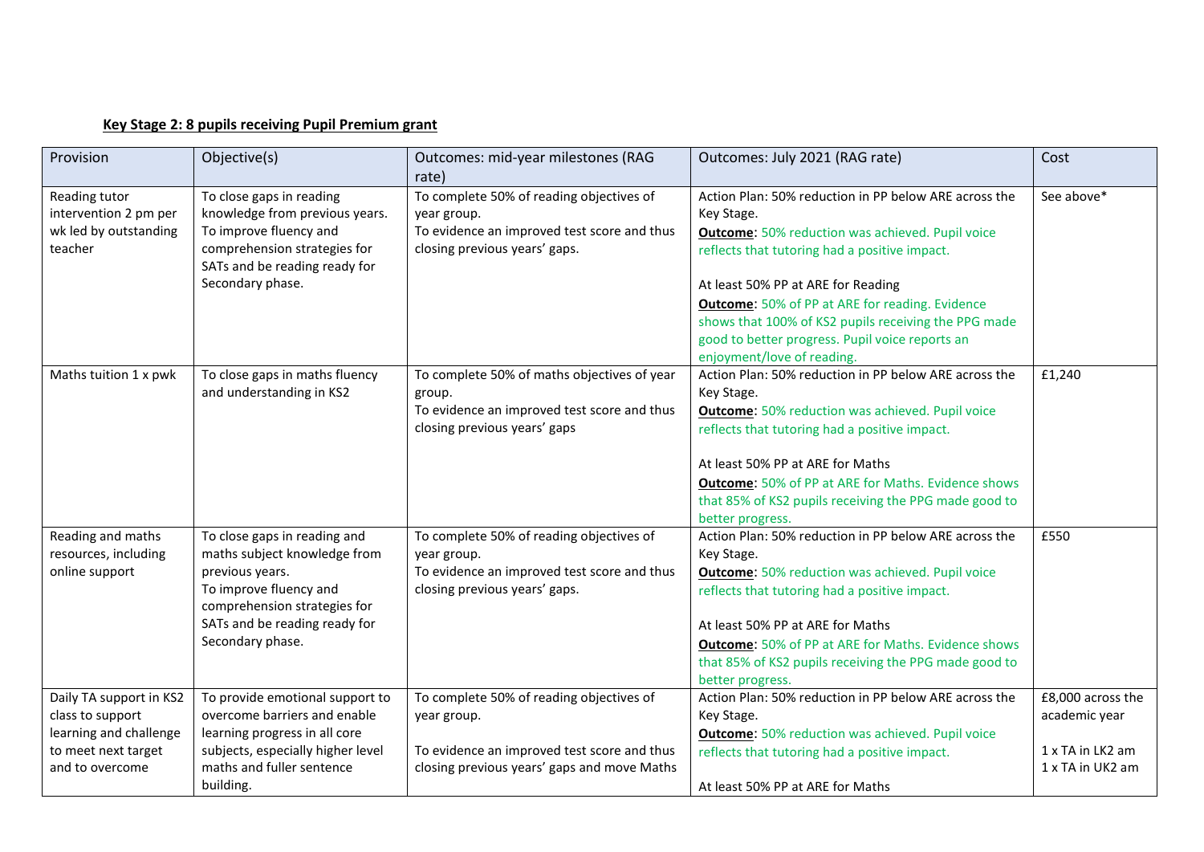**Key Stage 2: 8 pupils receiving Pupil Premium grant**

| Provision | Objective(s) | Outcomes: mid-year milestones (RAG rate) | Outcomes: July 2021 (RAG rate) | Cost |
|---|---|---|---|---|
| Reading tutor intervention 2 pm per wk led by outstanding teacher | To close gaps in reading knowledge from previous years.<br>To improve fluency and comprehension strategies for SATs and be reading ready for Secondary phase. | To complete 50% of reading objectives of year group.<br>To evidence an improved test score and thus closing previous years' gaps. | Action Plan: 50% reduction in PP below ARE across the Key Stage.<br>**Outcome**: 50% reduction was achieved. Pupil voice reflects that tutoring had a positive impact.<br><br>At least 50% PP at ARE for Reading<br>**Outcome**: 50% of PP at ARE for reading. Evidence shows that 100% of KS2 pupils receiving the PPG made good to better progress. Pupil voice reports an enjoyment/love of reading. | See above* |
| Maths tuition 1 x pwk | To close gaps in maths fluency and understanding in KS2 | To complete 50% of maths objectives of year group.<br>To evidence an improved test score and thus closing previous years' gaps | Action Plan: 50% reduction in PP below ARE across the Key Stage.<br>**Outcome**: 50% reduction was achieved. Pupil voice reflects that tutoring had a positive impact.<br><br>At least 50% PP at ARE for Maths<br>**Outcome**: 50% of PP at ARE for Maths. Evidence shows that 85% of KS2 pupils receiving the PPG made good to better progress. | £1,240 |
| Reading and maths resources, including online support | To close gaps in reading and maths subject knowledge from previous years.<br>To improve fluency and comprehension strategies for SATs and be reading ready for Secondary phase. | To complete 50% of reading objectives of year group.<br>To evidence an improved test score and thus closing previous years' gaps. | Action Plan: 50% reduction in PP below ARE across the Key Stage.<br>**Outcome**: 50% reduction was achieved. Pupil voice reflects that tutoring had a positive impact.<br><br>At least 50% PP at ARE for Maths<br>**Outcome**: 50% of PP at ARE for Maths. Evidence shows that 85% of KS2 pupils receiving the PPG made good to better progress. | £550 |
| Daily TA support in KS2 class to support learning and challenge to meet next target and to overcome | To provide emotional support to overcome barriers and enable learning progress in all core subjects, especially higher level maths and fuller sentence building. | To complete 50% of reading objectives of year group.<br><br>To evidence an improved test score and thus closing previous years' gaps and move Maths | Action Plan: 50% reduction in PP below ARE across the Key Stage.<br>**Outcome**: 50% reduction was achieved. Pupil voice reflects that tutoring had a positive impact.<br><br>At least 50% PP at ARE for Maths | £8,000 across the academic year<br><br>1 x TA in LK2 am<br>1 x TA in UK2 am |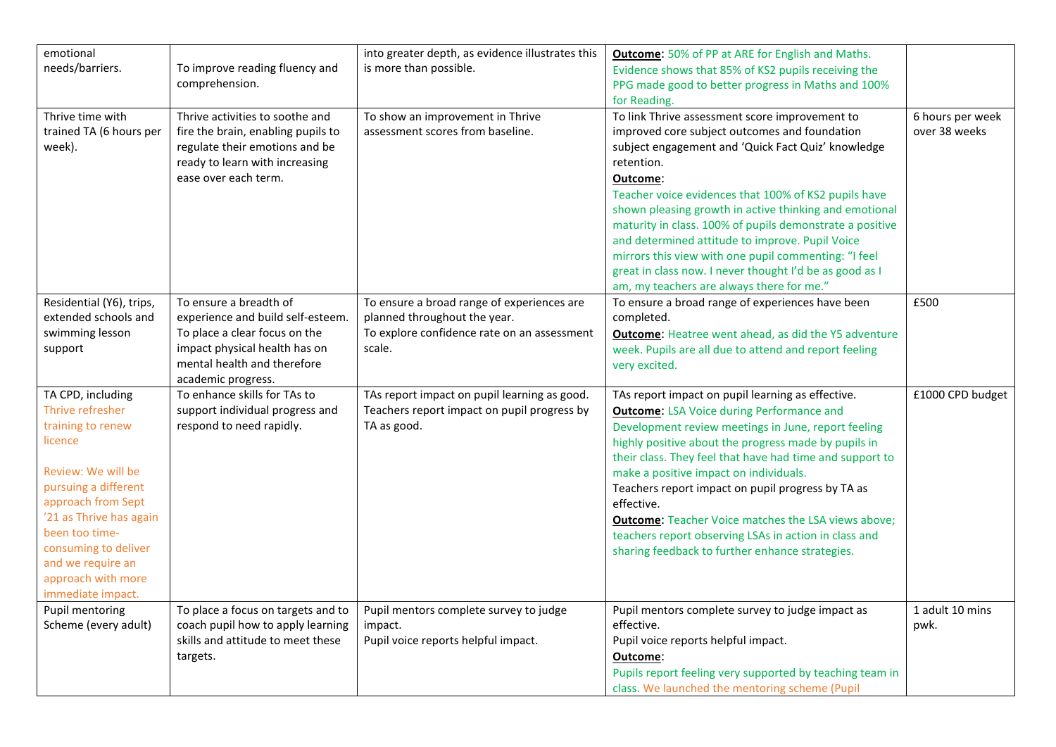| emotional needs/barriers. | To improve reading fluency and comprehension. | into greater depth, as evidence illustrates this is more than possible. | **Outcome**: 50% of PP at ARE for English and Maths. Evidence shows that 85% of KS2 pupils receiving the PPG made good to better progress in Maths and 100% for Reading. | |
|---|---|---|---|---|
| Thrive time with trained TA (6 hours per week). | Thrive activities to soothe and fire the brain, enabling pupils to regulate their emotions and be ready to learn with increasing ease over each term. | To show an improvement in Thrive assessment scores from baseline. | To link Thrive assessment score improvement to improved core subject outcomes and foundation subject engagement and 'Quick Fact Quiz' knowledge retention.<br>**Outcome**:<br>Teacher voice evidences that 100% of KS2 pupils have shown pleasing growth in active thinking and emotional maturity in class. 100% of pupils demonstrate a positive and determined attitude to improve. Pupil Voice mirrors this view with one pupil commenting: "I feel great in class now. I never thought I'd be as good as I am, my teachers are always there for me." | 6 hours per week over 38 weeks |
| Residential (Y6), trips, extended schools and swimming lesson support | To ensure a breadth of experience and build self-esteem. To place a clear focus on the impact physical health has on mental health and therefore academic progress. | To ensure a broad range of experiences are planned throughout the year.<br>To explore confidence rate on an assessment scale. | To ensure a broad range of experiences have been completed.<br>**Outcome**: Heatree went ahead, as did the Y5 adventure week. Pupils are all due to attend and report feeling very excited. | £500 |
| TA CPD, including Thrive refresher training to renew licence<br><br>Review: We will be pursuing a different approach from Sept '21 as Thrive has again been too time-consuming to deliver and we require an approach with more immediate impact. | To enhance skills for TAs to support individual progress and respond to need rapidly. | TAs report impact on pupil learning as good.<br>Teachers report impact on pupil progress by TA as good. | TAs report impact on pupil learning as effective.<br>**Outcome**: LSA Voice during Performance and Development review meetings in June, report feeling highly positive about the progress made by pupils in their class. They feel that have had time and support to make a positive impact on individuals.<br>Teachers report impact on pupil progress by TA as effective.<br>**Outcome**: Teacher Voice matches the LSA views above; teachers report observing LSAs in action in class and sharing feedback to further enhance strategies. | £1000 CPD budget |
| Pupil mentoring Scheme (every adult) | To place a focus on targets and to coach pupil how to apply learning skills and attitude to meet these targets. | Pupil mentors complete survey to judge impact.<br>Pupil voice reports helpful impact. | Pupil mentors complete survey to judge impact as effective.<br>Pupil voice reports helpful impact.<br>**Outcome**:<br>Pupils report feeling very supported by teaching team in class. We launched the mentoring scheme (Pupil | 1 adult 10 mins pwk. |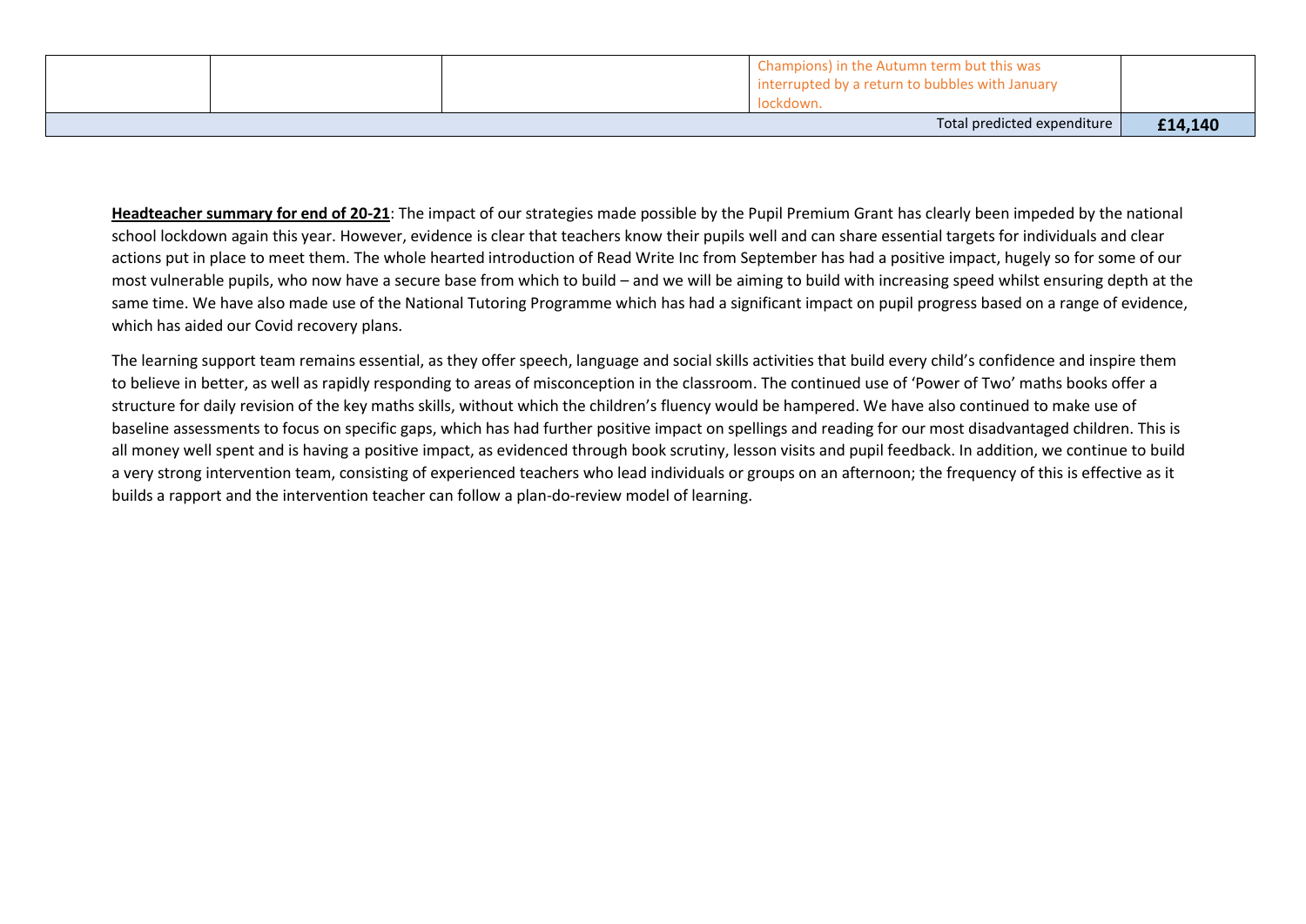| | | | | |
|---|---|---|---|---|
| | | | Champions) in the Autumn term but this was interrupted by a return to bubbles with January lockdown. | |
| | | | Total predicted expenditure | **£14,140** |

**Headteacher summary for end of 20-21**: The impact of our strategies made possible by the Pupil Premium Grant has clearly been impeded by the national school lockdown again this year. However, evidence is clear that teachers know their pupils well and can share essential targets for individuals and clear actions put in place to meet them. The whole hearted introduction of Read Write Inc from September has had a positive impact, hugely so for some of our most vulnerable pupils, who now have a secure base from which to build – and we will be aiming to build with increasing speed whilst ensuring depth at the same time. We have also made use of the National Tutoring Programme which has had a significant impact on pupil progress based on a range of evidence, which has aided our Covid recovery plans.

The learning support team remains essential, as they offer speech, language and social skills activities that build every child's confidence and inspire them to believe in better, as well as rapidly responding to areas of misconception in the classroom. The continued use of 'Power of Two' maths books offer a structure for daily revision of the key maths skills, without which the children's fluency would be hampered. We have also continued to make use of baseline assessments to focus on specific gaps, which has had further positive impact on spellings and reading for our most disadvantaged children. This is all money well spent and is having a positive impact, as evidenced through book scrutiny, lesson visits and pupil feedback. In addition, we continue to build a very strong intervention team, consisting of experienced teachers who lead individuals or groups on an afternoon; the frequency of this is effective as it builds a rapport and the intervention teacher can follow a plan-do-review model of learning.